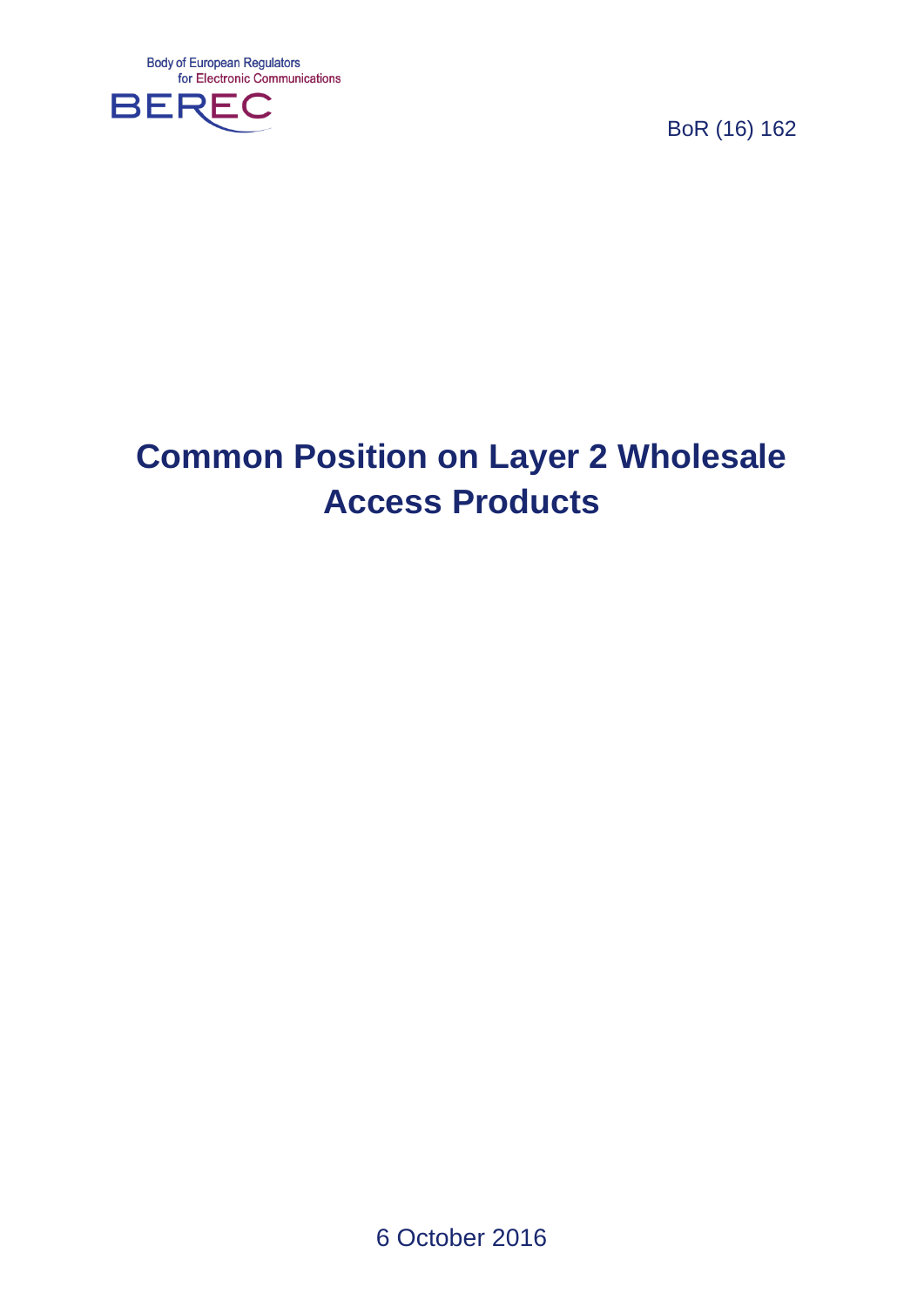Body of European Regulators for Electronic Communications

BEREC

BoR (16) 162

# Common Position on Layer 2 Wholesale Access Products

6 October 2016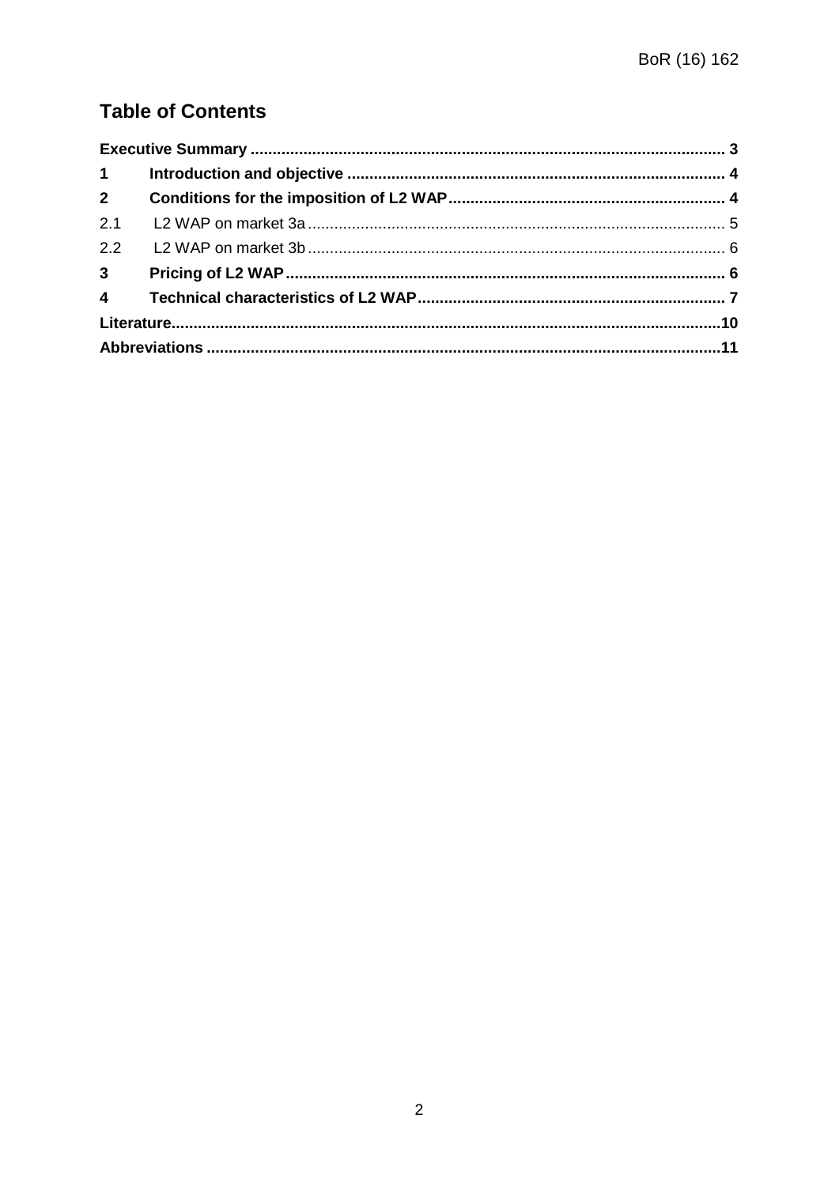## Table of Contents

| | | |
|---|---|---|
| **Executive Summary** | | **3** |
| **1** | **Introduction and objective** | **4** |
| **2** | **Conditions for the imposition of L2 WAP** | **4** |
| 2.1 | L2 WAP on market 3a | 5 |
| 2.2 | L2 WAP on market 3b | 6 |
| **3** | **Pricing of L2 WAP** | **6** |
| **4** | **Technical characteristics of L2 WAP** | **7** |
| **Literature** | | **10** |
| **Abbreviations** | | **11** |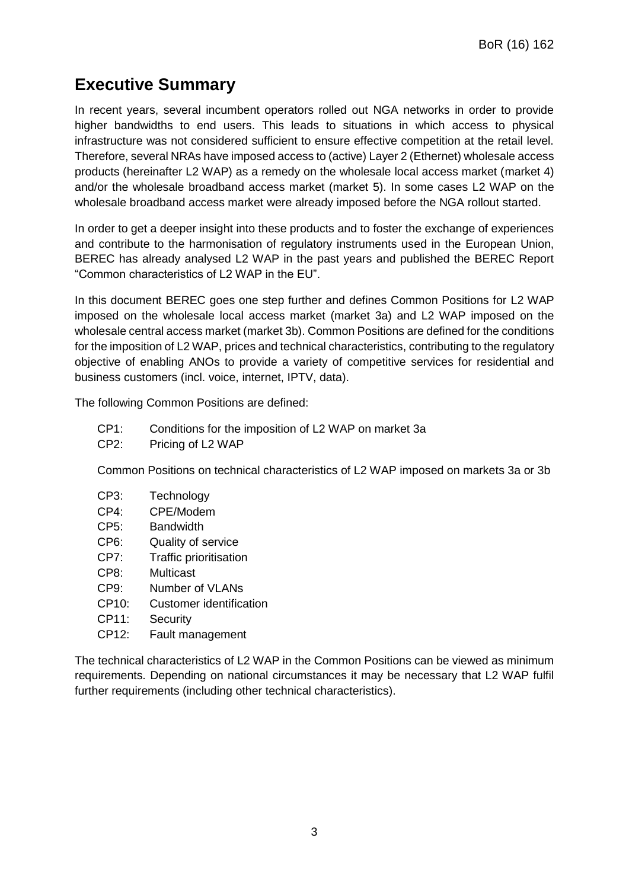# Executive Summary

In recent years, several incumbent operators rolled out NGA networks in order to provide higher bandwidths to end users. This leads to situations in which access to physical infrastructure was not considered sufficient to ensure effective competition at the retail level. Therefore, several NRAs have imposed access to (active) Layer 2 (Ethernet) wholesale access products (hereinafter L2 WAP) as a remedy on the wholesale local access market (market 4) and/or the wholesale broadband access market (market 5). In some cases L2 WAP on the wholesale broadband access market were already imposed before the NGA rollout started.

In order to get a deeper insight into these products and to foster the exchange of experiences and contribute to the harmonisation of regulatory instruments used in the European Union, BEREC has already analysed L2 WAP in the past years and published the BEREC Report "Common characteristics of L2 WAP in the EU".

In this document BEREC goes one step further and defines Common Positions for L2 WAP imposed on the wholesale local access market (market 3a) and L2 WAP imposed on the wholesale central access market (market 3b). Common Positions are defined for the conditions for the imposition of L2 WAP, prices and technical characteristics, contributing to the regulatory objective of enabling ANOs to provide a variety of competitive services for residential and business customers (incl. voice, internet, IPTV, data).

The following Common Positions are defined:

- CP1: Conditions for the imposition of L2 WAP on market 3a
- CP2: Pricing of L2 WAP

Common Positions on technical characteristics of L2 WAP imposed on markets 3a or 3b

- CP3: Technology
- CP4: CPE/Modem
- CP5: Bandwidth
- CP6: Quality of service
- CP7: Traffic prioritisation
- CP8: Multicast
- CP9: Number of VLANs
- CP10: Customer identification
- CP11: Security
- CP12: Fault management

The technical characteristics of L2 WAP in the Common Positions can be viewed as minimum requirements. Depending on national circumstances it may be necessary that L2 WAP fulfil further requirements (including other technical characteristics).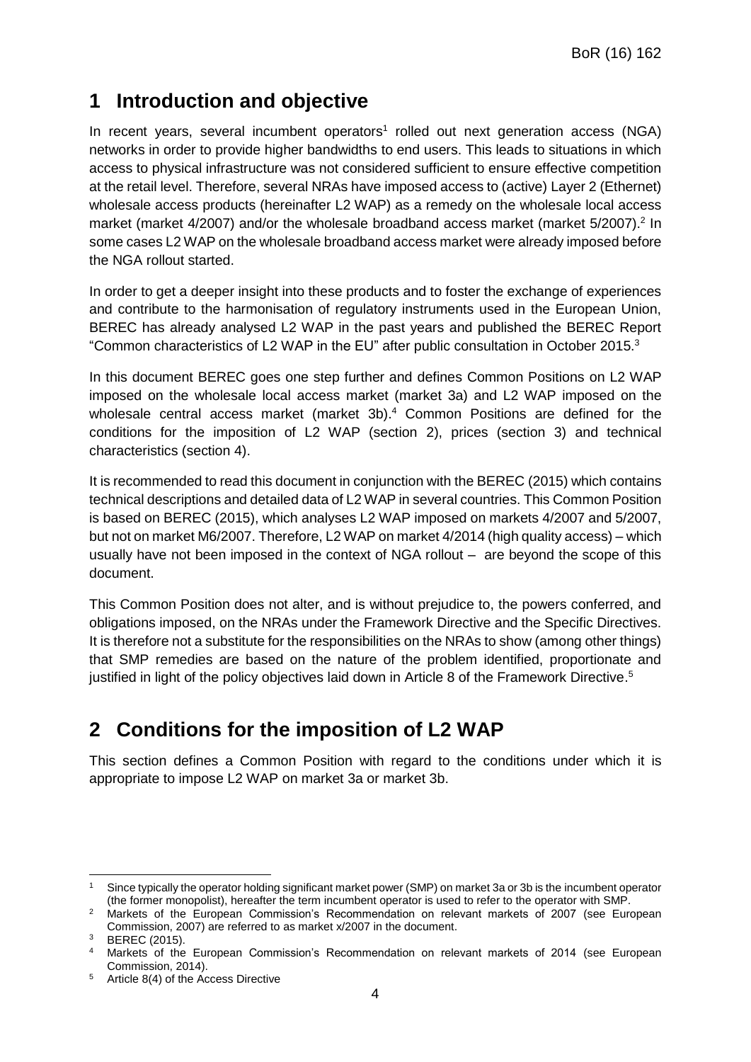# 1 Introduction and objective

In recent years, several incumbent operators[1] rolled out next generation access (NGA) networks in order to provide higher bandwidths to end users. This leads to situations in which access to physical infrastructure was not considered sufficient to ensure effective competition at the retail level. Therefore, several NRAs have imposed access to (active) Layer 2 (Ethernet) wholesale access products (hereinafter L2 WAP) as a remedy on the wholesale local access market (market 4/2007) and/or the wholesale broadband access market (market 5/2007).[2] In some cases L2 WAP on the wholesale broadband access market were already imposed before the NGA rollout started.

In order to get a deeper insight into these products and to foster the exchange of experiences and contribute to the harmonisation of regulatory instruments used in the European Union, BEREC has already analysed L2 WAP in the past years and published the BEREC Report "Common characteristics of L2 WAP in the EU" after public consultation in October 2015.[3]

In this document BEREC goes one step further and defines Common Positions on L2 WAP imposed on the wholesale local access market (market 3a) and L2 WAP imposed on the wholesale central access market (market 3b).[4] Common Positions are defined for the conditions for the imposition of L2 WAP (section 2), prices (section 3) and technical characteristics (section 4).

It is recommended to read this document in conjunction with the BEREC (2015) which contains technical descriptions and detailed data of L2 WAP in several countries. This Common Position is based on BEREC (2015), which analyses L2 WAP imposed on markets 4/2007 and 5/2007, but not on market M6/2007. Therefore, L2 WAP on market 4/2014 (high quality access) – which usually have not been imposed in the context of NGA rollout – are beyond the scope of this document.

This Common Position does not alter, and is without prejudice to, the powers conferred, and obligations imposed, on the NRAs under the Framework Directive and the Specific Directives. It is therefore not a substitute for the responsibilities on the NRAs to show (among other things) that SMP remedies are based on the nature of the problem identified, proportionate and justified in light of the policy objectives laid down in Article 8 of the Framework Directive.[5]

# 2 Conditions for the imposition of L2 WAP

This section defines a Common Position with regard to the conditions under which it is appropriate to impose L2 WAP on market 3a or market 3b.

---

[1] Since typically the operator holding significant market power (SMP) on market 3a or 3b is the incumbent operator (the former monopolist), hereafter the term incumbent operator is used to refer to the operator with SMP.

[2] Markets of the European Commission's Recommendation on relevant markets of 2007 (see European Commission, 2007) are referred to as market x/2007 in the document.

[3] BEREC (2015).

[4] Markets of the European Commission's Recommendation on relevant markets of 2014 (see European Commission, 2014).

[5] Article 8(4) of the Access Directive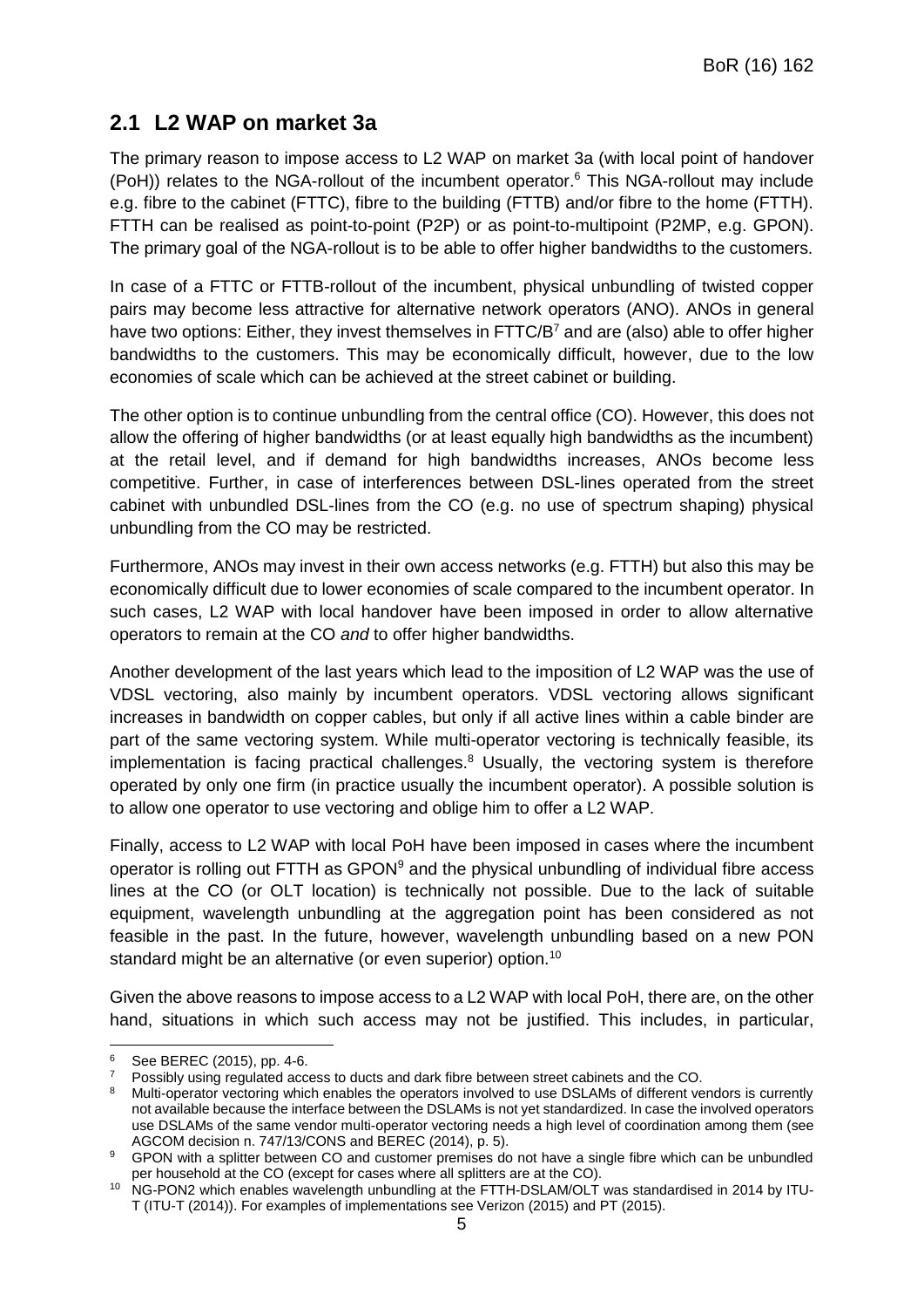## 2.1 L2 WAP on market 3a

The primary reason to impose access to L2 WAP on market 3a (with local point of handover (PoH)) relates to the NGA-rollout of the incumbent operator.[6] This NGA-rollout may include e.g. fibre to the cabinet (FTTC), fibre to the building (FTTB) and/or fibre to the home (FTTH). FTTH can be realised as point-to-point (P2P) or as point-to-multipoint (P2MP, e.g. GPON). The primary goal of the NGA-rollout is to be able to offer higher bandwidths to the customers.

In case of a FTTC or FTTB-rollout of the incumbent, physical unbundling of twisted copper pairs may become less attractive for alternative network operators (ANO). ANOs in general have two options: Either, they invest themselves in FTTC/B[7] and are (also) able to offer higher bandwidths to the customers. This may be economically difficult, however, due to the low economies of scale which can be achieved at the street cabinet or building.

The other option is to continue unbundling from the central office (CO). However, this does not allow the offering of higher bandwidths (or at least equally high bandwidths as the incumbent) at the retail level, and if demand for high bandwidths increases, ANOs become less competitive. Further, in case of interferences between DSL-lines operated from the street cabinet with unbundled DSL-lines from the CO (e.g. no use of spectrum shaping) physical unbundling from the CO may be restricted.

Furthermore, ANOs may invest in their own access networks (e.g. FTTH) but also this may be economically difficult due to lower economies of scale compared to the incumbent operator. In such cases, L2 WAP with local handover have been imposed in order to allow alternative operators to remain at the CO *and* to offer higher bandwidths.

Another development of the last years which lead to the imposition of L2 WAP was the use of VDSL vectoring, also mainly by incumbent operators. VDSL vectoring allows significant increases in bandwidth on copper cables, but only if all active lines within a cable binder are part of the same vectoring system. While multi-operator vectoring is technically feasible, its implementation is facing practical challenges.[8] Usually, the vectoring system is therefore operated by only one firm (in practice usually the incumbent operator). A possible solution is to allow one operator to use vectoring and oblige him to offer a L2 WAP.

Finally, access to L2 WAP with local PoH have been imposed in cases where the incumbent operator is rolling out FTTH as GPON[9] and the physical unbundling of individual fibre access lines at the CO (or OLT location) is technically not possible. Due to the lack of suitable equipment, wavelength unbundling at the aggregation point has been considered as not feasible in the past. In the future, however, wavelength unbundling based on a new PON standard might be an alternative (or even superior) option.[10]

Given the above reasons to impose access to a L2 WAP with local PoH, there are, on the other hand, situations in which such access may not be justified. This includes, in particular,

---

[6] See BEREC (2015), pp. 4-6.

[7] Possibly using regulated access to ducts and dark fibre between street cabinets and the CO.

[8] Multi-operator vectoring which enables the operators involved to use DSLAMs of different vendors is currently not available because the interface between the DSLAMs is not yet standardized. In case the involved operators use DSLAMs of the same vendor multi-operator vectoring needs a high level of coordination among them (see AGCOM decision n. 747/13/CONS and BEREC (2014), p. 5).

[9] GPON with a splitter between CO and customer premises do not have a single fibre which can be unbundled per household at the CO (except for cases where all splitters are at the CO).

[10] NG-PON2 which enables wavelength unbundling at the FTTH-DSLAM/OLT was standardised in 2014 by ITU-T (ITU-T (2014)). For examples of implementations see Verizon (2015) and PT (2015).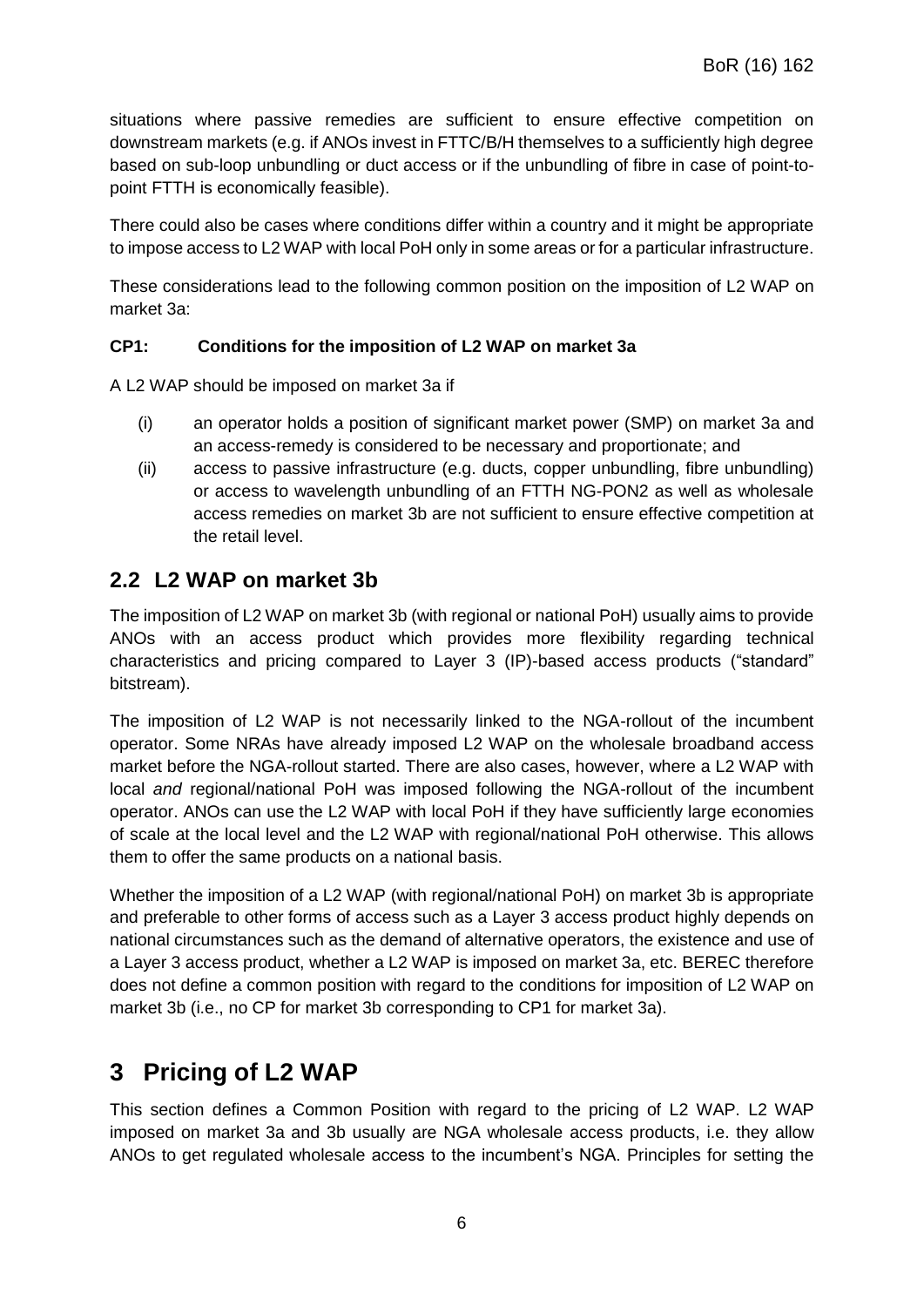situations where passive remedies are sufficient to ensure effective competition on downstream markets (e.g. if ANOs invest in FTTC/B/H themselves to a sufficiently high degree based on sub-loop unbundling or duct access or if the unbundling of fibre in case of point-to-point FTTH is economically feasible).

There could also be cases where conditions differ within a country and it might be appropriate to impose access to L2 WAP with local PoH only in some areas or for a particular infrastructure.

These considerations lead to the following common position on the imposition of L2 WAP on market 3a:

**CP1: Conditions for the imposition of L2 WAP on market 3a**

A L2 WAP should be imposed on market 3a if

(i) an operator holds a position of significant market power (SMP) on market 3a and an access-remedy is considered to be necessary and proportionate; and

(ii) access to passive infrastructure (e.g. ducts, copper unbundling, fibre unbundling) or access to wavelength unbundling of an FTTH NG-PON2 as well as wholesale access remedies on market 3b are not sufficient to ensure effective competition at the retail level.

## 2.2 L2 WAP on market 3b

The imposition of L2 WAP on market 3b (with regional or national PoH) usually aims to provide ANOs with an access product which provides more flexibility regarding technical characteristics and pricing compared to Layer 3 (IP)-based access products ("standard" bitstream).

The imposition of L2 WAP is not necessarily linked to the NGA-rollout of the incumbent operator. Some NRAs have already imposed L2 WAP on the wholesale broadband access market before the NGA-rollout started. There are also cases, however, where a L2 WAP with local *and* regional/national PoH was imposed following the NGA-rollout of the incumbent operator. ANOs can use the L2 WAP with local PoH if they have sufficiently large economies of scale at the local level and the L2 WAP with regional/national PoH otherwise. This allows them to offer the same products on a national basis.

Whether the imposition of a L2 WAP (with regional/national PoH) on market 3b is appropriate and preferable to other forms of access such as a Layer 3 access product highly depends on national circumstances such as the demand of alternative operators, the existence and use of a Layer 3 access product, whether a L2 WAP is imposed on market 3a, etc. BEREC therefore does not define a common position with regard to the conditions for imposition of L2 WAP on market 3b (i.e., no CP for market 3b corresponding to CP1 for market 3a).

# 3 Pricing of L2 WAP

This section defines a Common Position with regard to the pricing of L2 WAP. L2 WAP imposed on market 3a and 3b usually are NGA wholesale access products, i.e. they allow ANOs to get regulated wholesale access to the incumbent's NGA. Principles for setting the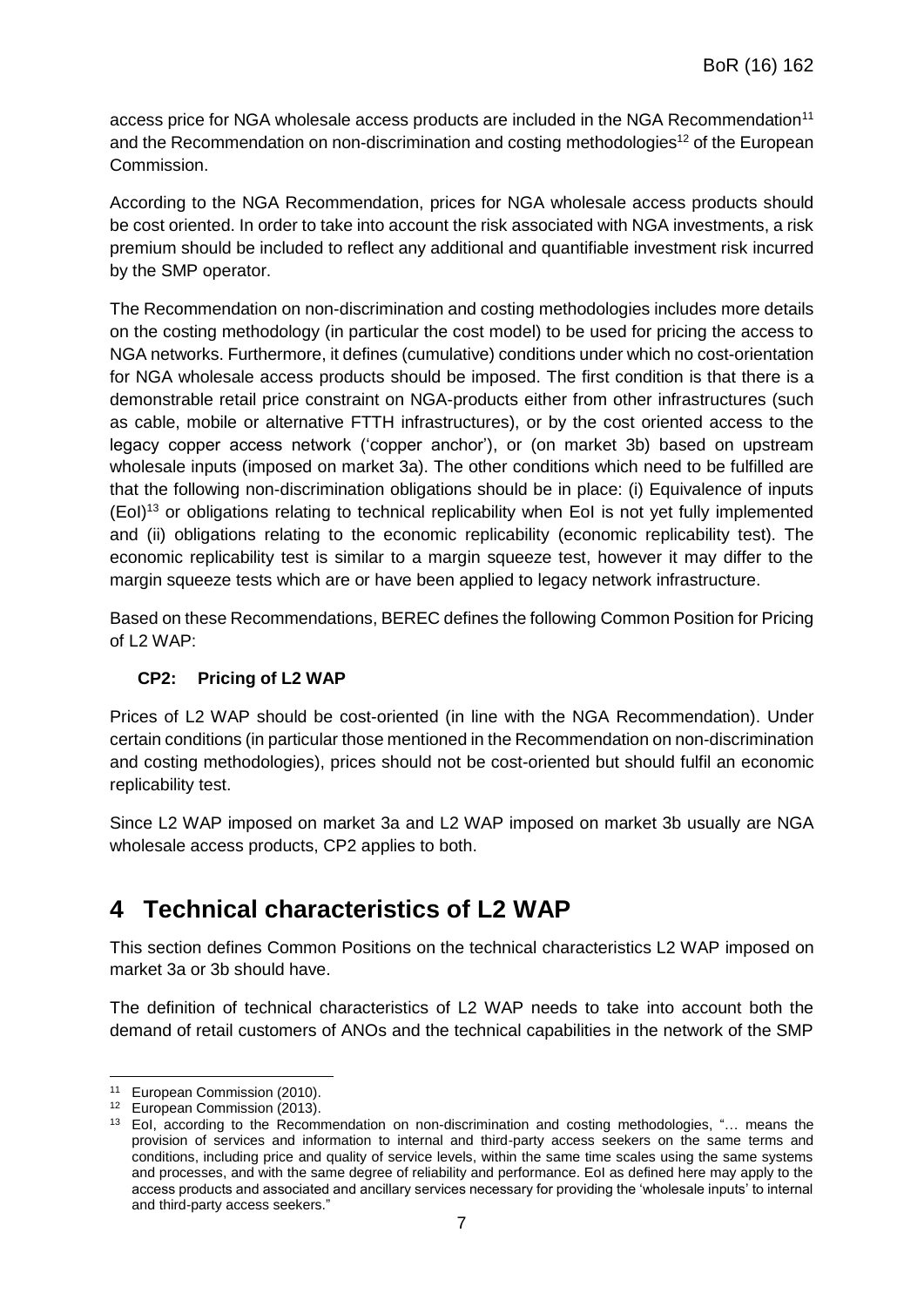access price for NGA wholesale access products are included in the NGA Recommendation[11] and the Recommendation on non-discrimination and costing methodologies[12] of the European Commission.

According to the NGA Recommendation, prices for NGA wholesale access products should be cost oriented. In order to take into account the risk associated with NGA investments, a risk premium should be included to reflect any additional and quantifiable investment risk incurred by the SMP operator.

The Recommendation on non-discrimination and costing methodologies includes more details on the costing methodology (in particular the cost model) to be used for pricing the access to NGA networks. Furthermore, it defines (cumulative) conditions under which no cost-orientation for NGA wholesale access products should be imposed. The first condition is that there is a demonstrable retail price constraint on NGA-products either from other infrastructures (such as cable, mobile or alternative FTTH infrastructures), or by the cost oriented access to the legacy copper access network ('copper anchor'), or (on market 3b) based on upstream wholesale inputs (imposed on market 3a). The other conditions which need to be fulfilled are that the following non-discrimination obligations should be in place: (i) Equivalence of inputs (EoI)[13] or obligations relating to technical replicability when EoI is not yet fully implemented and (ii) obligations relating to the economic replicability (economic replicability test). The economic replicability test is similar to a margin squeeze test, however it may differ to the margin squeeze tests which are or have been applied to legacy network infrastructure.

Based on these Recommendations, BEREC defines the following Common Position for Pricing of L2 WAP:

**CP2: Pricing of L2 WAP**

Prices of L2 WAP should be cost-oriented (in line with the NGA Recommendation). Under certain conditions (in particular those mentioned in the Recommendation on non-discrimination and costing methodologies), prices should not be cost-oriented but should fulfil an economic replicability test.

Since L2 WAP imposed on market 3a and L2 WAP imposed on market 3b usually are NGA wholesale access products, CP2 applies to both.

# 4 Technical characteristics of L2 WAP

This section defines Common Positions on the technical characteristics L2 WAP imposed on market 3a or 3b should have.

The definition of technical characteristics of L2 WAP needs to take into account both the demand of retail customers of ANOs and the technical capabilities in the network of the SMP

---

[11] European Commission (2010).

[12] European Commission (2013).

[13] EoI, according to the Recommendation on non-discrimination and costing methodologies, "… means the provision of services and information to internal and third-party access seekers on the same terms and conditions, including price and quality of service levels, within the same time scales using the same systems and processes, and with the same degree of reliability and performance. EoI as defined here may apply to the access products and associated and ancillary services necessary for providing the 'wholesale inputs' to internal and third-party access seekers."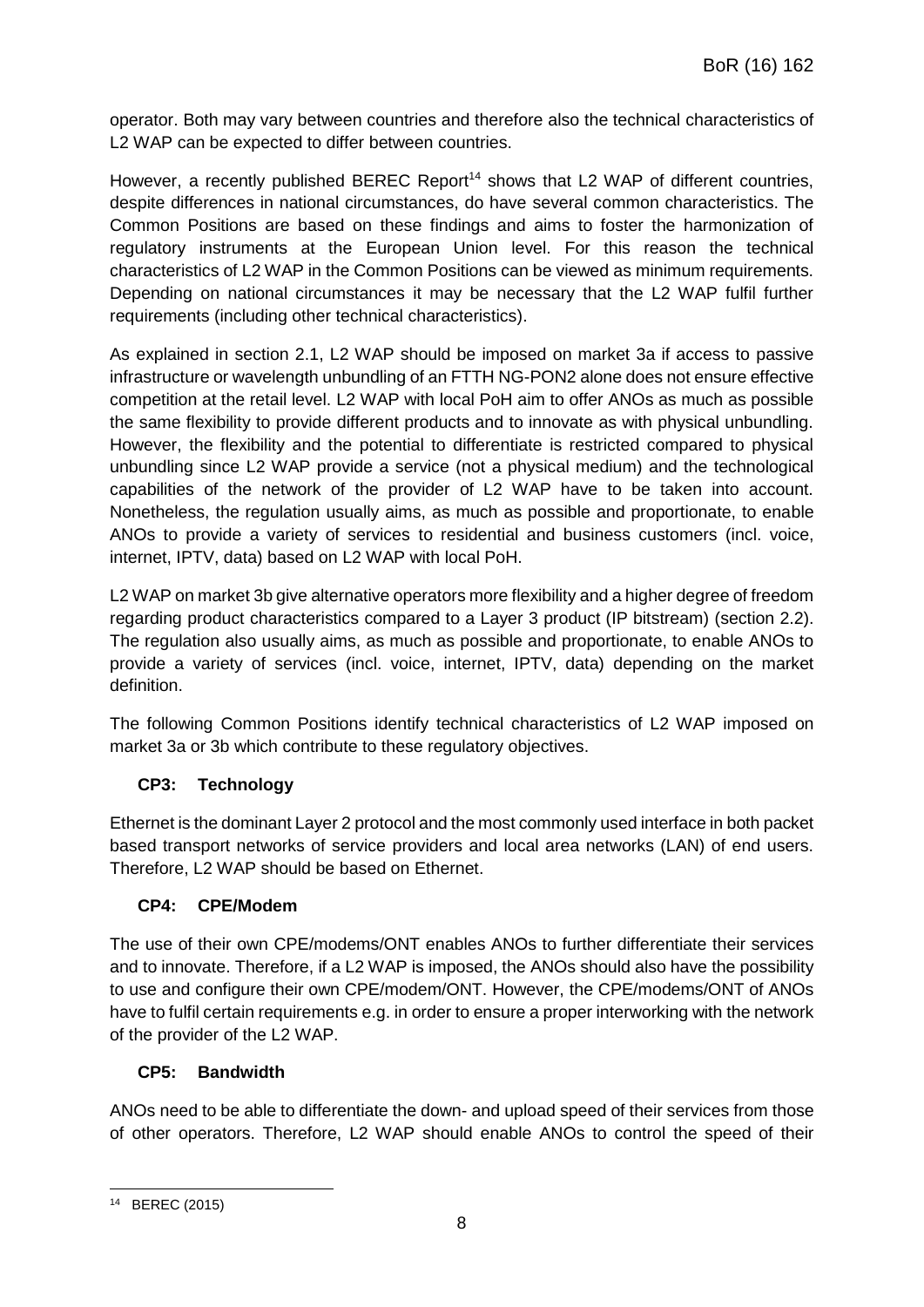operator. Both may vary between countries and therefore also the technical characteristics of L2 WAP can be expected to differ between countries.

However, a recently published BEREC Report[14] shows that L2 WAP of different countries, despite differences in national circumstances, do have several common characteristics. The Common Positions are based on these findings and aims to foster the harmonization of regulatory instruments at the European Union level. For this reason the technical characteristics of L2 WAP in the Common Positions can be viewed as minimum requirements. Depending on national circumstances it may be necessary that the L2 WAP fulfil further requirements (including other technical characteristics).

As explained in section 2.1, L2 WAP should be imposed on market 3a if access to passive infrastructure or wavelength unbundling of an FTTH NG-PON2 alone does not ensure effective competition at the retail level. L2 WAP with local PoH aim to offer ANOs as much as possible the same flexibility to provide different products and to innovate as with physical unbundling. However, the flexibility and the potential to differentiate is restricted compared to physical unbundling since L2 WAP provide a service (not a physical medium) and the technological capabilities of the network of the provider of L2 WAP have to be taken into account. Nonetheless, the regulation usually aims, as much as possible and proportionate, to enable ANOs to provide a variety of services to residential and business customers (incl. voice, internet, IPTV, data) based on L2 WAP with local PoH.

L2 WAP on market 3b give alternative operators more flexibility and a higher degree of freedom regarding product characteristics compared to a Layer 3 product (IP bitstream) (section 2.2). The regulation also usually aims, as much as possible and proportionate, to enable ANOs to provide a variety of services (incl. voice, internet, IPTV, data) depending on the market definition.

The following Common Positions identify technical characteristics of L2 WAP imposed on market 3a or 3b which contribute to these regulatory objectives.

**CP3: Technology**

Ethernet is the dominant Layer 2 protocol and the most commonly used interface in both packet based transport networks of service providers and local area networks (LAN) of end users. Therefore, L2 WAP should be based on Ethernet.

**CP4: CPE/Modem**

The use of their own CPE/modems/ONT enables ANOs to further differentiate their services and to innovate. Therefore, if a L2 WAP is imposed, the ANOs should also have the possibility to use and configure their own CPE/modem/ONT. However, the CPE/modems/ONT of ANOs have to fulfil certain requirements e.g. in order to ensure a proper interworking with the network of the provider of the L2 WAP.

**CP5: Bandwidth**

ANOs need to be able to differentiate the down- and upload speed of their services from those of other operators. Therefore, L2 WAP should enable ANOs to control the speed of their

[14] BEREC (2015)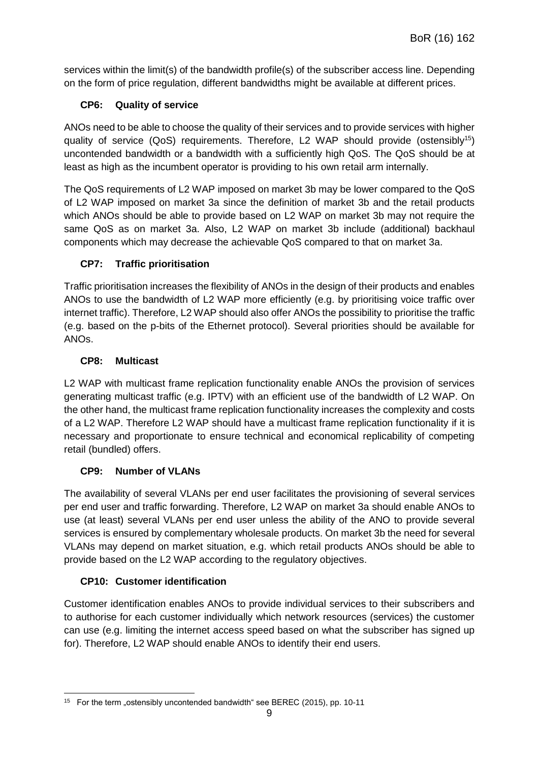services within the limit(s) of the bandwidth profile(s) of the subscriber access line. Depending on the form of price regulation, different bandwidths might be available at different prices.

### CP6: Quality of service

ANOs need to be able to choose the quality of their services and to provide services with higher quality of service (QoS) requirements. Therefore, L2 WAP should provide (ostensibly[15]) uncontended bandwidth or a bandwidth with a sufficiently high QoS. The QoS should be at least as high as the incumbent operator is providing to his own retail arm internally.

The QoS requirements of L2 WAP imposed on market 3b may be lower compared to the QoS of L2 WAP imposed on market 3a since the definition of market 3b and the retail products which ANOs should be able to provide based on L2 WAP on market 3b may not require the same QoS as on market 3a. Also, L2 WAP on market 3b include (additional) backhaul components which may decrease the achievable QoS compared to that on market 3a.

### CP7: Traffic prioritisation

Traffic prioritisation increases the flexibility of ANOs in the design of their products and enables ANOs to use the bandwidth of L2 WAP more efficiently (e.g. by prioritising voice traffic over internet traffic). Therefore, L2 WAP should also offer ANOs the possibility to prioritise the traffic (e.g. based on the p-bits of the Ethernet protocol). Several priorities should be available for ANOs.

### CP8: Multicast

L2 WAP with multicast frame replication functionality enable ANOs the provision of services generating multicast traffic (e.g. IPTV) with an efficient use of the bandwidth of L2 WAP. On the other hand, the multicast frame replication functionality increases the complexity and costs of a L2 WAP. Therefore L2 WAP should have a multicast frame replication functionality if it is necessary and proportionate to ensure technical and economical replicability of competing retail (bundled) offers.

### CP9: Number of VLANs

The availability of several VLANs per end user facilitates the provisioning of several services per end user and traffic forwarding. Therefore, L2 WAP on market 3a should enable ANOs to use (at least) several VLANs per end user unless the ability of the ANO to provide several services is ensured by complementary wholesale products. On market 3b the need for several VLANs may depend on market situation, e.g. which retail products ANOs should be able to provide based on the L2 WAP according to the regulatory objectives.

### CP10: Customer identification

Customer identification enables ANOs to provide individual services to their subscribers and to authorise for each customer individually which network resources (services) the customer can use (e.g. limiting the internet access speed based on what the subscriber has signed up for). Therefore, L2 WAP should enable ANOs to identify their end users.

---

[15] For the term „ostensibly uncontended bandwidth" see BEREC (2015), pp. 10-11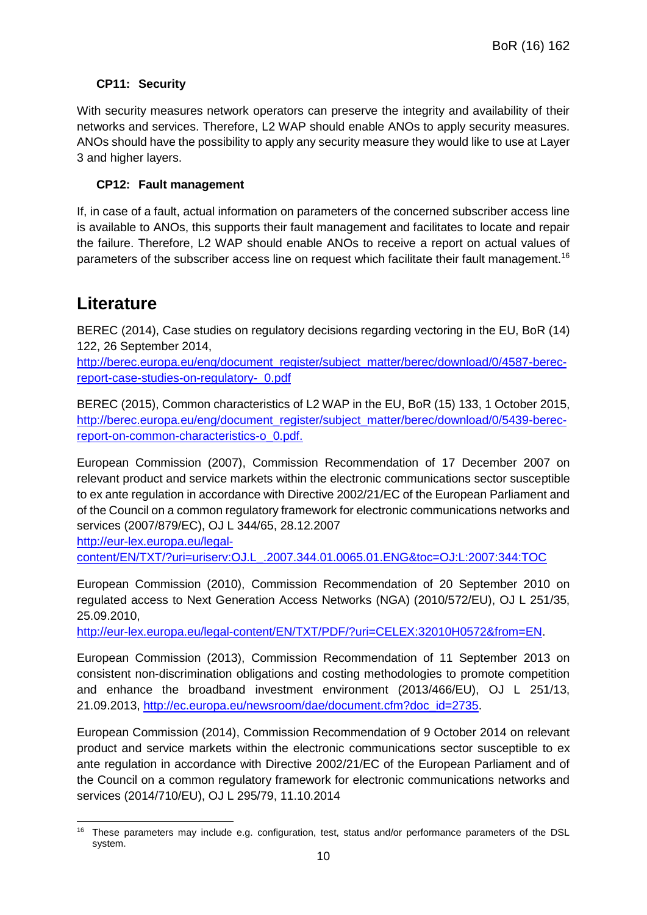#### CP11: Security

With security measures network operators can preserve the integrity and availability of their networks and services. Therefore, L2 WAP should enable ANOs to apply security measures. ANOs should have the possibility to apply any security measure they would like to use at Layer 3 and higher layers.

#### CP12: Fault management

If, in case of a fault, actual information on parameters of the concerned subscriber access line is available to ANOs, this supports their fault management and facilitates to locate and repair the failure. Therefore, L2 WAP should enable ANOs to receive a report on actual values of parameters of the subscriber access line on request which facilitate their fault management.[16]

# Literature

BEREC (2014), Case studies on regulatory decisions regarding vectoring in the EU, BoR (14) 122, 26 September 2014, http://berec.europa.eu/eng/document_register/subject_matter/berec/download/0/4587-berec-report-case-studies-on-regulatory-_0.pdf

BEREC (2015), Common characteristics of L2 WAP in the EU, BoR (15) 133, 1 October 2015, http://berec.europa.eu/eng/document_register/subject_matter/berec/download/0/5439-berec-report-on-common-characteristics-o_0.pdf.

European Commission (2007), Commission Recommendation of 17 December 2007 on relevant product and service markets within the electronic communications sector susceptible to ex ante regulation in accordance with Directive 2002/21/EC of the European Parliament and of the Council on a common regulatory framework for electronic communications networks and services (2007/879/EC), OJ L 344/65, 28.12.2007 http://eur-lex.europa.eu/legal-content/EN/TXT/?uri=uriserv:OJ.L_.2007.344.01.0065.01.ENG&toc=OJ:L:2007:344:TOC

European Commission (2010), Commission Recommendation of 20 September 2010 on regulated access to Next Generation Access Networks (NGA) (2010/572/EU), OJ L 251/35, 25.09.2010, http://eur-lex.europa.eu/legal-content/EN/TXT/PDF/?uri=CELEX:32010H0572&from=EN.

European Commission (2013), Commission Recommendation of 11 September 2013 on consistent non-discrimination obligations and costing methodologies to promote competition and enhance the broadband investment environment (2013/466/EU), OJ L 251/13, 21.09.2013, http://ec.europa.eu/newsroom/dae/document.cfm?doc_id=2735.

European Commission (2014), Commission Recommendation of 9 October 2014 on relevant product and service markets within the electronic communications sector susceptible to ex ante regulation in accordance with Directive 2002/21/EC of the European Parliament and of the Council on a common regulatory framework for electronic communications networks and services (2014/710/EU), OJ L 295/79, 11.10.2014

---

[16] These parameters may include e.g. configuration, test, status and/or performance parameters of the DSL system.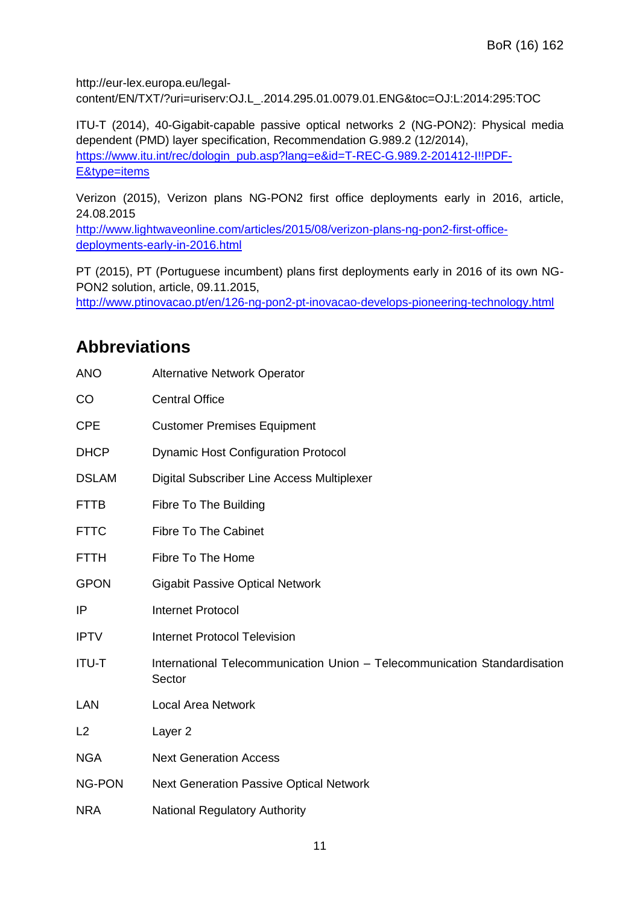http://eur-lex.europa.eu/legal-content/EN/TXT/?uri=uriserv:OJ.L_.2014.295.01.0079.01.ENG&toc=OJ:L:2014:295:TOC

ITU-T (2014), 40-Gigabit-capable passive optical networks 2 (NG-PON2): Physical media dependent (PMD) layer specification, Recommendation G.989.2 (12/2014), https://www.itu.int/rec/dologin_pub.asp?lang=e&id=T-REC-G.989.2-201412-I!!PDF-E&type=items

Verizon (2015), Verizon plans NG-PON2 first office deployments early in 2016, article, 24.08.2015 http://www.lightwaveonline.com/articles/2015/08/verizon-plans-ng-pon2-first-office-deployments-early-in-2016.html

PT (2015), PT (Portuguese incumbent) plans first deployments early in 2016 of its own NG-PON2 solution, article, 09.11.2015, http://www.ptinovacao.pt/en/126-ng-pon2-pt-inovacao-develops-pioneering-technology.html

## Abbreviations

| | |
|---|---|
| ANO | Alternative Network Operator |
| CO | Central Office |
| CPE | Customer Premises Equipment |
| DHCP | Dynamic Host Configuration Protocol |
| DSLAM | Digital Subscriber Line Access Multiplexer |
| FTTB | Fibre To The Building |
| FTTC | Fibre To The Cabinet |
| FTTH | Fibre To The Home |
| GPON | Gigabit Passive Optical Network |
| IP | Internet Protocol |
| IPTV | Internet Protocol Television |
| ITU-T | International Telecommunication Union – Telecommunication Standardisation Sector |
| LAN | Local Area Network |
| L2 | Layer 2 |
| NGA | Next Generation Access |
| NG-PON | Next Generation Passive Optical Network |
| NRA | National Regulatory Authority |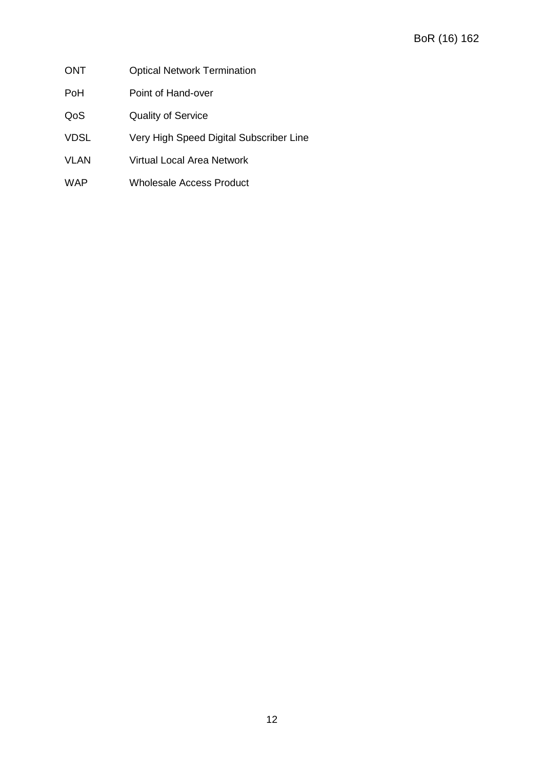| | |
|---|---|
| ONT | Optical Network Termination |
| PoH | Point of Hand-over |
| QoS | Quality of Service |
| VDSL | Very High Speed Digital Subscriber Line |
| VLAN | Virtual Local Area Network |
| WAP | Wholesale Access Product |